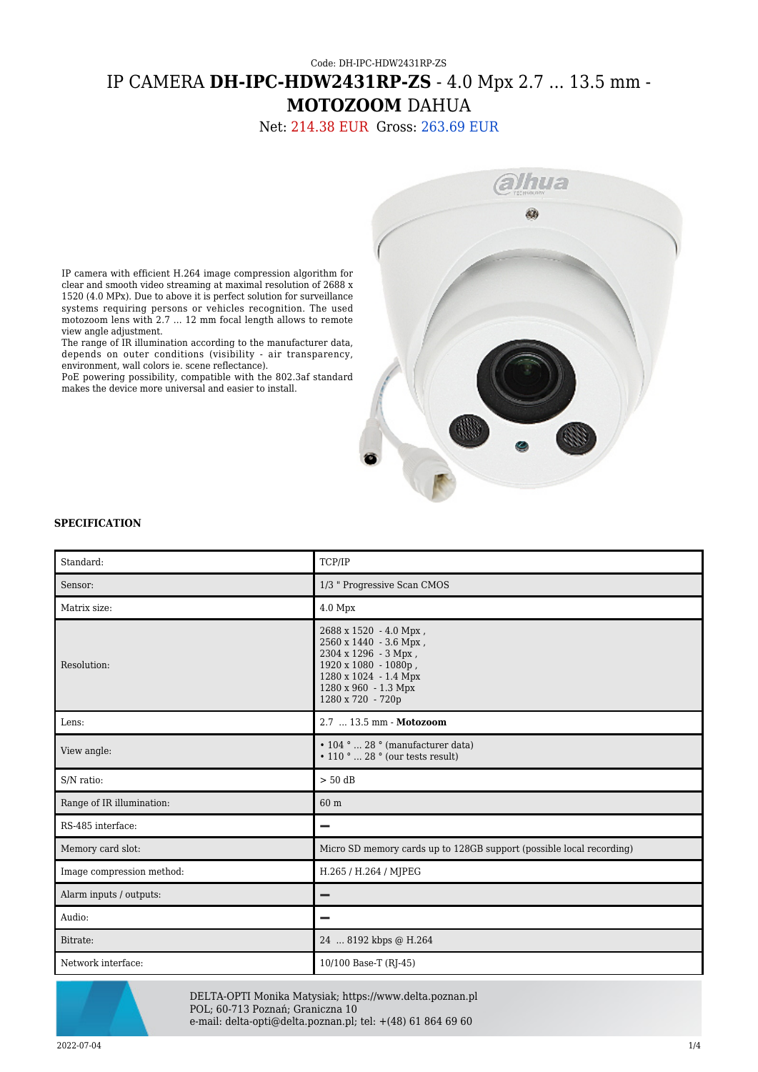Code: DH-IPC-HDW2431RP-ZS

# IP CAMERA **DH-IPC-HDW2431RP-ZS** - 4.0 Mpx 2.7 ... 13.5 mm - **MOTOZOOM** DAHUA

Net: 214.38 EUR Gross: 263.69 EUR

IP camera with efficient H.264 image compression algorithm for clear and smooth video streaming at maximal resolution of 2688 x 1520 (4.0 MPx). Due to above it is perfect solution for surveillance systems requiring persons or vehicles recognition. The used motozoom lens with 2.7 ... 12 mm focal length allows to remote view angle adjustment.
The range of IR illumination according to the manufacturer data, depends on outer conditions (visibility - air transparency, environment, wall colors ie. scene reflectance).
PoE powering possibility, compatible with the 802.3af standard makes the device more universal and easier to install.

**SPECIFICATION**

| Standard: | TCP/IP |
|---|---|
| Sensor: | 1/3 " Progressive Scan CMOS |
| Matrix size: | 4.0 Mpx |
| Resolution: | 2688 x 1520 - 4.0 Mpx ,<br>2560 x 1440 - 3.6 Mpx ,<br>2304 x 1296 - 3 Mpx ,<br>1920 x 1080 - 1080p ,<br>1280 x 1024 - 1.4 Mpx<br>1280 x 960 - 1.3 Mpx<br>1280 x 720 - 720p |
| Lens: | 2.7 ... 13.5 mm - **Motozoom** |
| View angle: | • 104 ° ... 28 ° (manufacturer data)<br>• 110 ° ... 28 ° (our tests result) |
| S/N ratio: | > 50 dB |
| Range of IR illumination: | 60 m |
| RS-485 interface: | — |
| Memory card slot: | Micro SD memory cards up to 128GB support (possible local recording) |
| Image compression method: | H.265 / H.264 / MJPEG |
| Alarm inputs / outputs: | — |
| Audio: | — |
| Bitrate: | 24 ... 8192 kbps @ H.264 |
| Network interface: | 10/100 Base-T (RJ-45) |

DELTA-OPTI Monika Matysiak; https://www.delta.poznan.pl
POL; 60-713 Poznań; Graniczna 10
e-mail: delta-opti@delta.poznan.pl; tel: +(48) 61 864 69 60

2022-07-04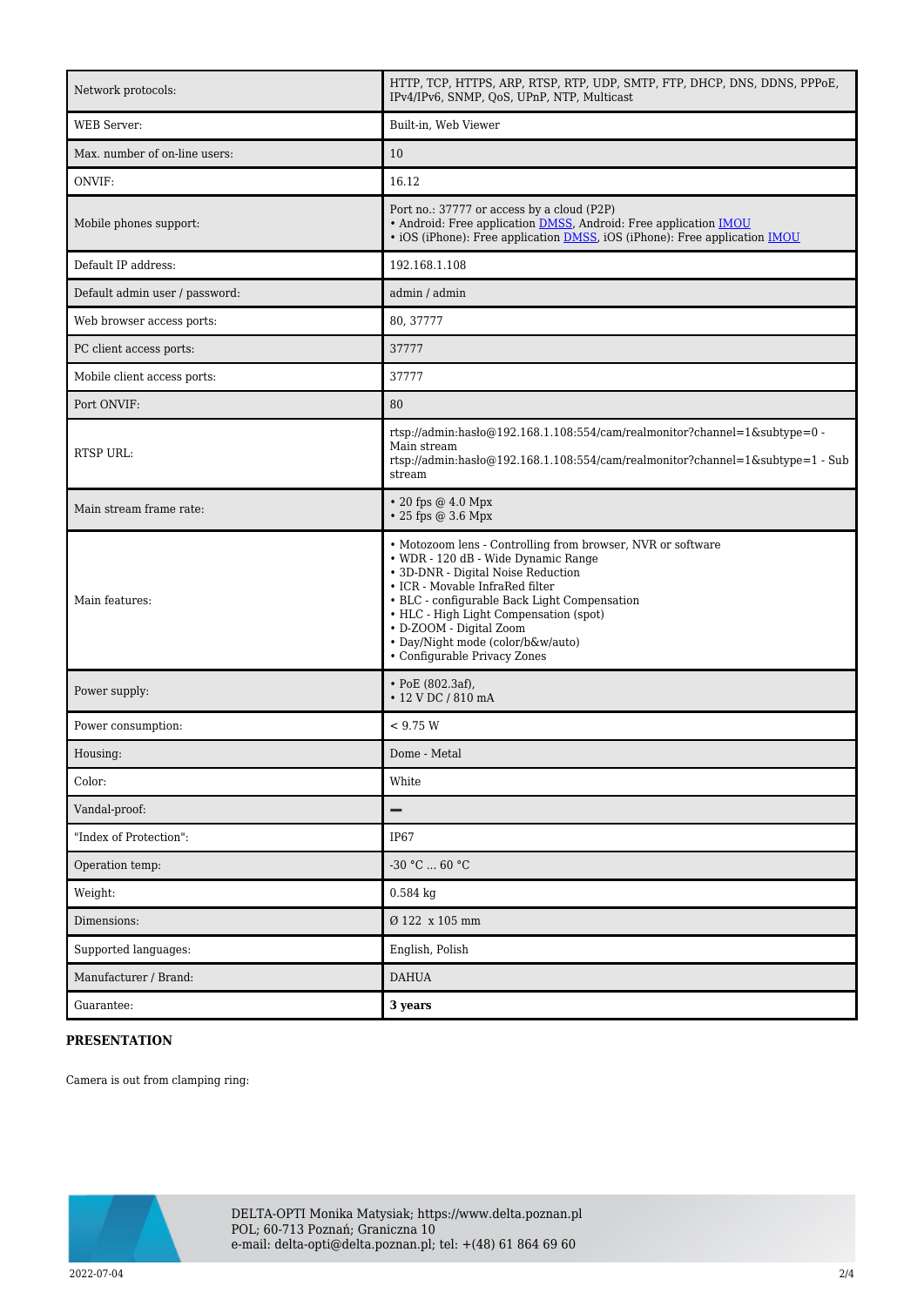| Network protocols: | HTTP, TCP, HTTPS, ARP, RTSP, RTP, UDP, SMTP, FTP, DHCP, DNS, DDNS, PPPoE, IPv4/IPv6, SNMP, QoS, UPnP, NTP, Multicast |
| --- | --- |
| WEB Server: | Built-in, Web Viewer |
| Max. number of on-line users: | 10 |
| ONVIF: | 16.12 |
| Mobile phones support: | Port no.: 37777 or access by a cloud (P2P)<br>• Android: Free application DMSS, Android: Free application IMOU<br>• iOS (iPhone): Free application DMSS, iOS (iPhone): Free application IMOU |
| Default IP address: | 192.168.1.108 |
| Default admin user / password: | admin / admin |
| Web browser access ports: | 80, 37777 |
| PC client access ports: | 37777 |
| Mobile client access ports: | 37777 |
| Port ONVIF: | 80 |
| RTSP URL: | rtsp://admin:hasło@192.168.1.108:554/cam/realmonitor?channel=1&subtype=0 - Main stream<br>rtsp://admin:hasło@192.168.1.108:554/cam/realmonitor?channel=1&subtype=1 - Sub stream |
| Main stream frame rate: | • 20 fps @ 4.0 Mpx<br>• 25 fps @ 3.6 Mpx |
| Main features: | • Motozoom lens - Controlling from browser, NVR or software<br>• WDR - 120 dB - Wide Dynamic Range<br>• 3D-DNR - Digital Noise Reduction<br>• ICR - Movable InfraRed filter<br>• BLC - configurable Back Light Compensation<br>• HLC - High Light Compensation (spot)<br>• D-ZOOM - Digital Zoom<br>• Day/Night mode (color/b&w/auto)<br>• Configurable Privacy Zones |
| Power supply: | • PoE (802.3af),<br>• 12 V DC / 810 mA |
| Power consumption: | < 9.75 W |
| Housing: | Dome - Metal |
| Color: | White |
| Vandal-proof: | – |
| "Index of Protection": | IP67 |
| Operation temp: | -30 °C ... 60 °C |
| Weight: | 0.584 kg |
| Dimensions: | Ø 122 x 105 mm |
| Supported languages: | English, Polish |
| Manufacturer / Brand: | DAHUA |
| Guarantee: | **3 years** |

**PRESENTATION**

Camera is out from clamping ring: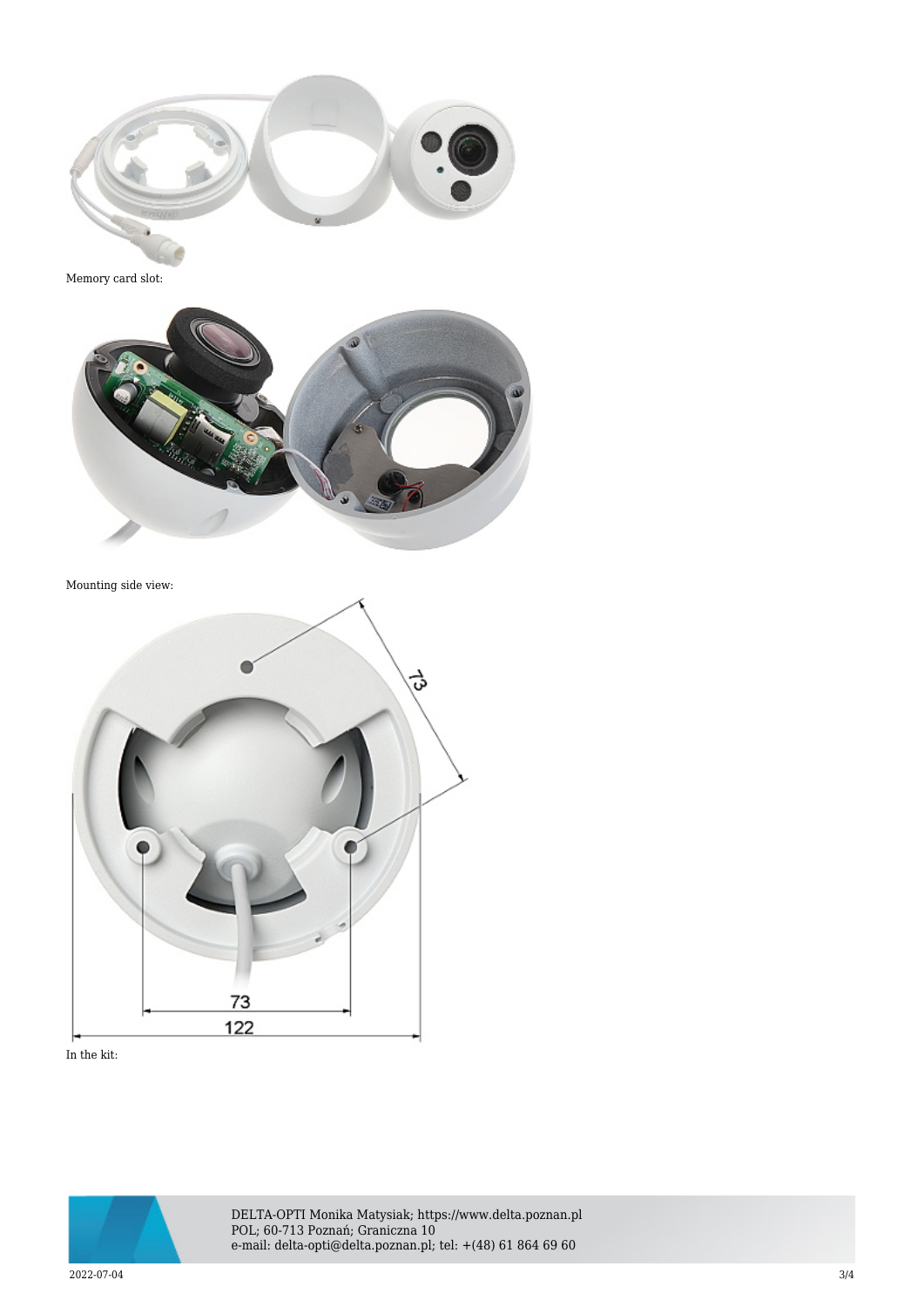Memory card slot:

Mounting side view:

In the kit: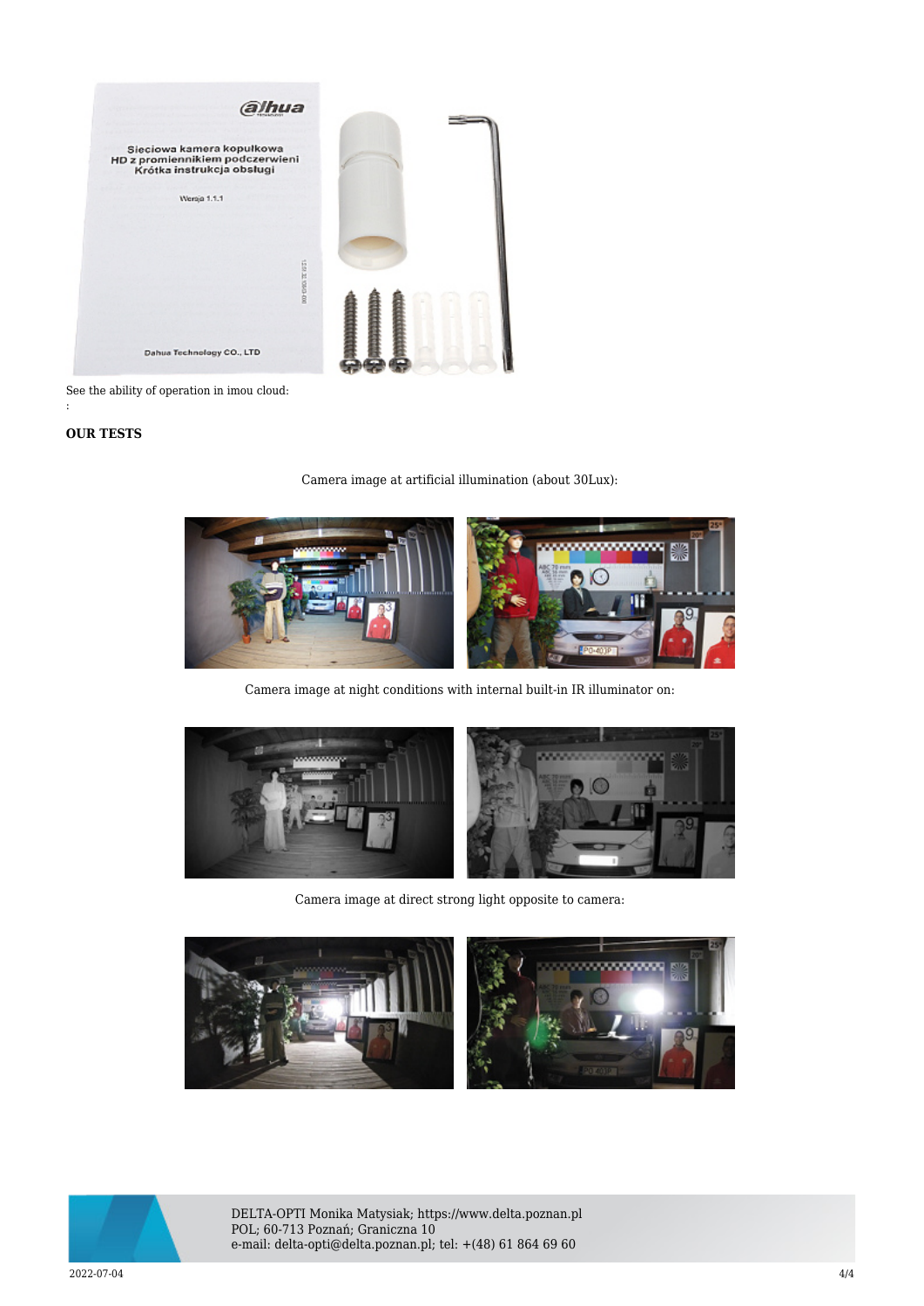See the ability of operation in imou cloud:

:

**OUR TESTS**

Camera image at artificial illumination (about 30Lux):

Camera image at night conditions with internal built-in IR illuminator on:

Camera image at direct strong light opposite to camera:

DELTA-OPTI Monika Matysiak; https://www.delta.poznan.pl
POL; 60-713 Poznań; Graniczna 10
e-mail: delta-opti@delta.poznan.pl; tel: +(48) 61 864 69 60

2022-07-04